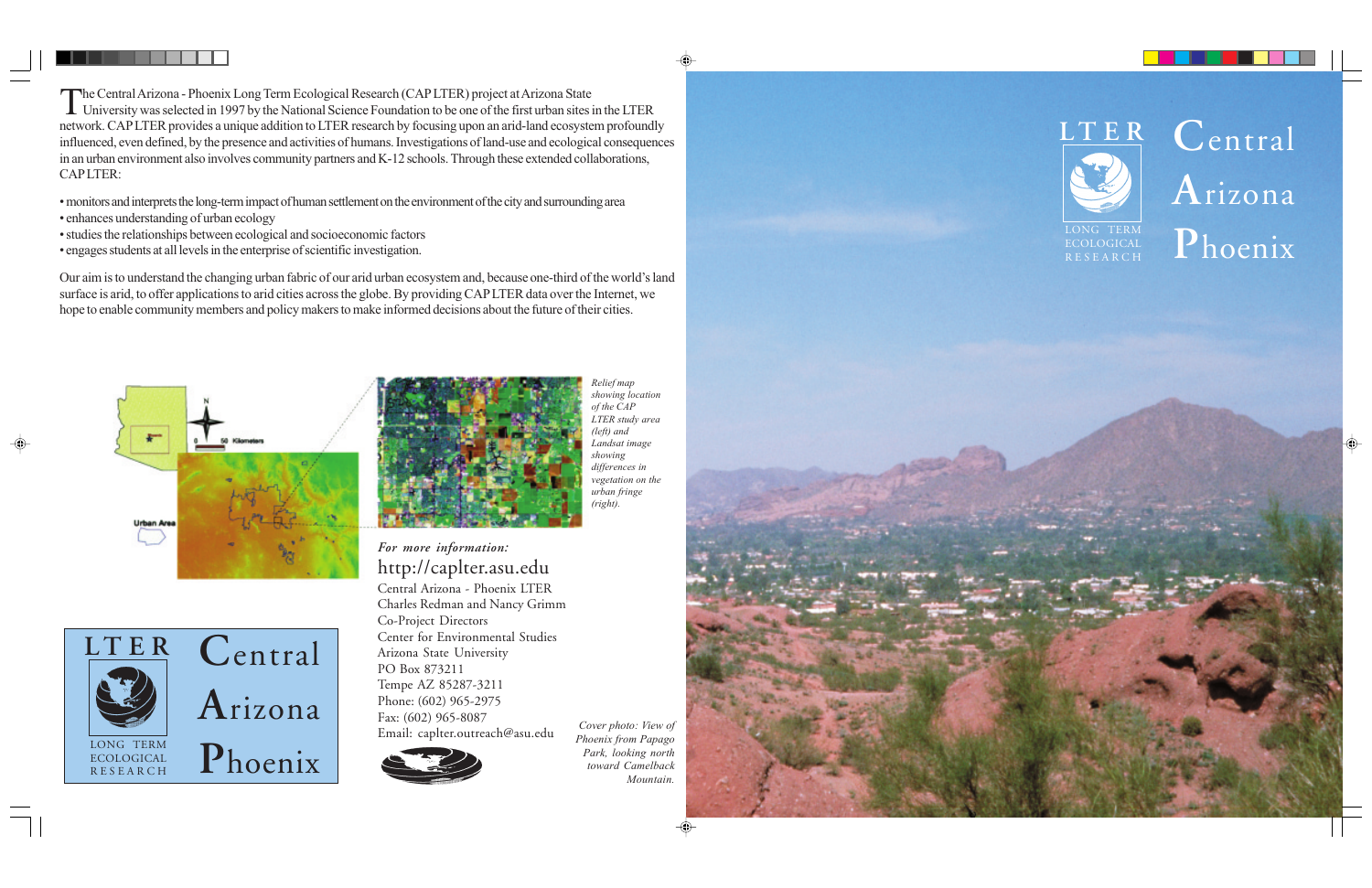The Central Arizona - Phoenix Long Term Ecological Research (CAP LTER) project at Arizona State University was selected in 1997 by the National Science Foundation to be one of the first urban sites in the LTER network. CAP LTER provides a unique addition to LTER research by focusing upon an arid-land ecosystem profoundly influenced, even defined, by the presence and activities of humans. Investigations of land-use and ecological consequences in an urban environment also involves community partners and K-12 schools. Through these extended collaborations, CAP LTER:

- monitors and interprets the long-term impact of human settlement on the environment of the city and surrounding area
- enhances understanding of urban ecology
- studies the relationships between ecological and socioeconomic factors
- engages students at all levels in the enterprise of scientific investigation.

Our aim is to understand the changing urban fabric of our arid urban ecosystem and, because one-third of the world's land surface is arid, to offer applications to arid cities across the globe. By providing CAP LTER data over the Internet, we hope to enable community members and policy makers to make informed decisions about the future of their cities.

*Relief map showing location of the CAP LTER study area (left) and Landsat image showing differences in vegetation on the urban fringe (right).*

LTER
LONG TERM ECOLOGICAL RESEARCH

Central Arizona Phoenix

*For more information:*

http://caplter.asu.edu

Central Arizona - Phoenix LTER
Charles Redman and Nancy Grimm
Co-Project Directors
Center for Environmental Studies
Arizona State University
PO Box 873211
Tempe AZ 85287-3211
Phone: (602) 965-2975
Fax: (602) 965-8087
Email: caplter.outreach@asu.edu

*Cover photo: View of Phoenix from Papago Park, looking north toward Camelback Mountain.*

# LTER Central Arizona Phoenix

LONG TERM ECOLOGICAL RESEARCH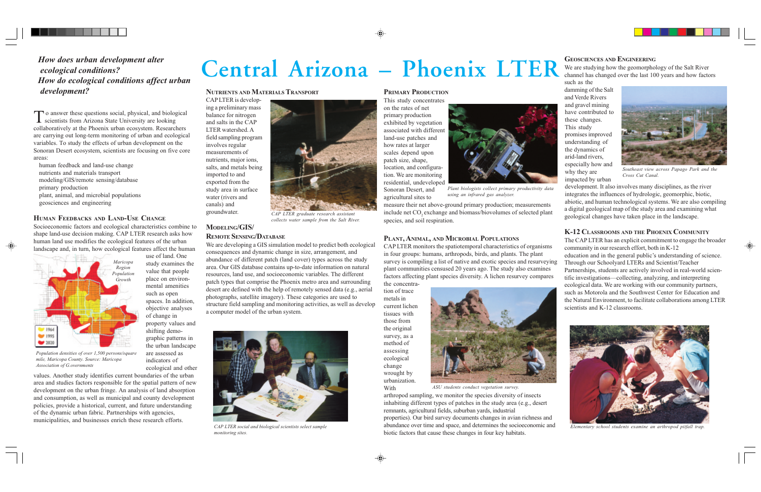*How does urban development alter ecological conditions?*
*How do ecological conditions affect urban development?*

# Central Arizona – Phoenix LTER

To answer these questions social, physical, and biological scientists from Arizona State University are looking collaboratively at the Phoenix urban ecosystem. Researchers are carrying out long-term monitoring of urban and ecological variables. To study the effects of urban development on the Sonoran Desert ecosystem, scientists are focusing on five core areas:

- human feedback and land-use change
- nutrients and materials transport
- modeling/GIS/remote sensing/database
- primary production
- plant, animal, and microbial populations
- geosciences and engineering

## Human Feedbacks and Land-Use Change

Socioeconomic factors and ecological characteristics combine to shape land-use decision making. CAP LTER research asks how human land use modifies the ecological features of the urban landscape and, in turn, how ecological features affect the human use of land. One study examines the value that people place on environmental amenities such as open spaces. In addition, objective analyses of change in property values and shifting demographic patterns in the urban landscape are assessed as indicators of ecological and other values. Another study identifies current boundaries of the urban area and studies factors responsible for the spatial pattern of new development on the urban fringe. An analysis of land absorption and consumption, as well as municipal and county development policies, provide a historical, current, and future understanding of the dynamic urban fabric. Partnerships with agencies, municipalities, and businesses enrich these research efforts.

Maricopa Region Population Growth

1964
1995
2020

*Population densities of over 1,500 persons/square mile, Maricopa County. Source: Maricopa Association of G.overnments*

## Nutrients and Materials Transport

CAP LTER is developing a preliminary mass balance for nitrogen and salts in the CAP LTER watershed. A field sampling program involves regular measurements of nutrients, major ions, salts, and metals being imported to and exported from the study area in surface water (rivers and canals) and groundwater.

*CAP LTER graduate research assistant collects water sample from the Salt River.*

## Modeling/GIS/ Remote Sensing/Database

We are developing a GIS simulation model to predict both ecological consequences and dynamic change in size, arrangement, and abundance of different patch (land cover) types across the study area. Our GIS database contains up-to-date information on natural resources, land use, and socioeconomic variables. The different patch types that comprise the Phoenix metro area and surrounding desert are defined with the help of remotely sensed data (e.g., aerial photographs, satellite imagery). These categories are used to structure field sampling and monitoring activities, as well as develop a computer model of the urban system.

*CAP LTER social and biological scientists select sample monitoring sites.*

## Primary Production

This study concentrates on the rates of net primary production exhibited by vegetation associated with different land-use patches and how rates at larger scales depend upon patch size, shape, location, and configuration. We are monitoring residential, undeveloped Sonoran Desert, and agricultural sites to measure their net above-ground primary production; measurements include net $CO_2$ exchange and biomass/biovolumes of selected plant species, and soil respiration.

*Plant biologists collect primary productivity data using an infrared gas analyzer.*

## Plant, Animal, and Microbial Populations

CAP LTER monitors the spatiotemporal characteristics of organisms in four groups: humans, arthropods, birds, and plants. The plant survey is compiling a list of native and exotic species and resurveying plant communities censused 20 years ago. The study also examines factors affecting plant species diversity. A lichen resurvey compares the concentration of trace metals in current lichen tissues with those from the original survey, as a method of assessing ecological change wrought by urbanization. With arthropod sampling, we monitor the species diversity of insects inhabiting different types of patches in the study area (e.g., desert remnants, agricultural fields, suburban yards, industrial properties). Our bird survey documents changes in avian richness and abundance over time and space, and determines the socioeconomic and biotic factors that cause these changes in four key habitats.

*ASU students conduct vegetation survey.*

## Geosciences and Engineering

We are studying how the geomorphology of the Salt River channel has changed over the last 100 years and how factors such as the damming of the Salt and Verde Rivers and gravel mining have contributed to these changes. This study promises improved understanding of the dynamics of arid-land rivers, especially how and why they are impacted by urban development. It also involves many disciplines, as the river integrates the influences of hydrologic, geomorphic, biotic, abiotic, and human technological systems. We are also compiling a digital geological map of the study area and examining what geological changes have taken place in the landscape.

*Southeast view across Papago Park and the Cross Cut Canal.*

## K-12 Classrooms and the Phoenix Community

The CAP LTER has an explicit commitment to engage the broader community in our research effort, both in K-12 education and in the general public's understanding of science. Through our Schoolyard LTERs and Scientist/Teacher Partnerships, students are actively involved in real-world scientific investigations—collecting, analyzing, and interpreting ecological data. We are working with our community partners, such as Motorola and the Southwest Center for Education and the Natural Environment, to facilitate collaborations among LTER scientists and K-12 classrooms.

*Elementary school students examine an arthropod pitfall trap.*